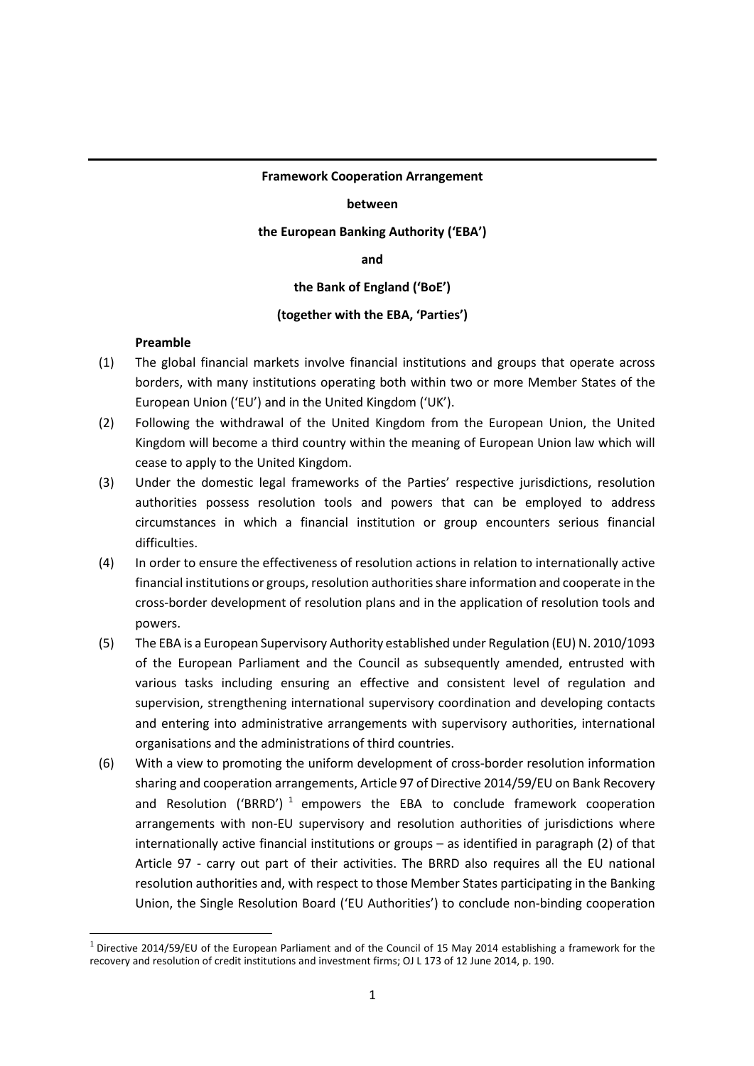**Framework Cooperation Arrangement**

**between**

**the European Banking Authority ('EBA')**

**and**

**the Bank of England ('BoE')**

**(together with the EBA, 'Parties')**

**Preamble**

(1) The global financial markets involve financial institutions and groups that operate across borders, with many institutions operating both within two or more Member States of the European Union ('EU') and in the United Kingdom ('UK').

(2) Following the withdrawal of the United Kingdom from the European Union, the United Kingdom will become a third country within the meaning of European Union law which will cease to apply to the United Kingdom.

(3) Under the domestic legal frameworks of the Parties' respective jurisdictions, resolution authorities possess resolution tools and powers that can be employed to address circumstances in which a financial institution or group encounters serious financial difficulties.

(4) In order to ensure the effectiveness of resolution actions in relation to internationally active financial institutions or groups, resolution authorities share information and cooperate in the cross-border development of resolution plans and in the application of resolution tools and powers.

(5) The EBA is a European Supervisory Authority established under Regulation (EU) N. 2010/1093 of the European Parliament and the Council as subsequently amended, entrusted with various tasks including ensuring an effective and consistent level of regulation and supervision, strengthening international supervisory coordination and developing contacts and entering into administrative arrangements with supervisory authorities, international organisations and the administrations of third countries.

(6) With a view to promoting the uniform development of cross-border resolution information sharing and cooperation arrangements, Article 97 of Directive 2014/59/EU on Bank Recovery and Resolution ('BRRD') [1] empowers the EBA to conclude framework cooperation arrangements with non-EU supervisory and resolution authorities of jurisdictions where internationally active financial institutions or groups – as identified in paragraph (2) of that Article 97 - carry out part of their activities. The BRRD also requires all the EU national resolution authorities and, with respect to those Member States participating in the Banking Union, the Single Resolution Board ('EU Authorities') to conclude non-binding cooperation

[1] Directive 2014/59/EU of the European Parliament and of the Council of 15 May 2014 establishing a framework for the recovery and resolution of credit institutions and investment firms; OJ L 173 of 12 June 2014, p. 190.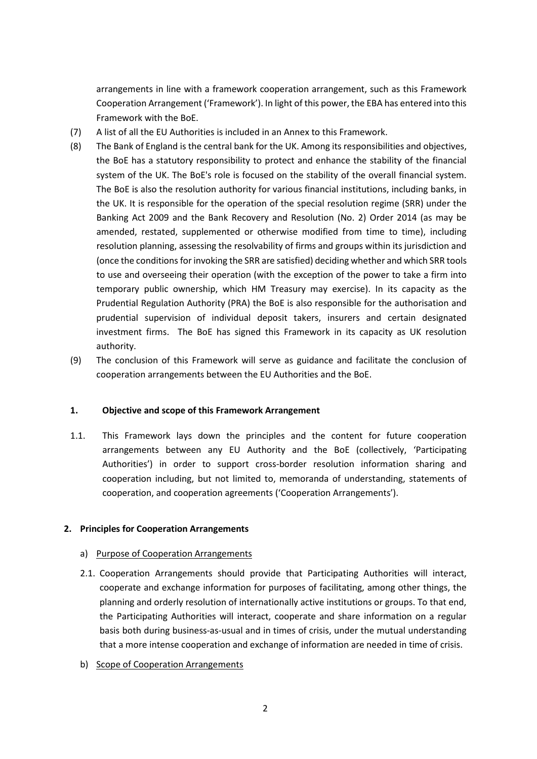arrangements in line with a framework cooperation arrangement, such as this Framework Cooperation Arrangement ('Framework'). In light of this power, the EBA has entered into this Framework with the BoE.

(7) A list of all the EU Authorities is included in an Annex to this Framework.

(8) The Bank of England is the central bank for the UK. Among its responsibilities and objectives, the BoE has a statutory responsibility to protect and enhance the stability of the financial system of the UK. The BoE's role is focused on the stability of the overall financial system. The BoE is also the resolution authority for various financial institutions, including banks, in the UK. It is responsible for the operation of the special resolution regime (SRR) under the Banking Act 2009 and the Bank Recovery and Resolution (No. 2) Order 2014 (as may be amended, restated, supplemented or otherwise modified from time to time), including resolution planning, assessing the resolvability of firms and groups within its jurisdiction and (once the conditions for invoking the SRR are satisfied) deciding whether and which SRR tools to use and overseeing their operation (with the exception of the power to take a firm into temporary public ownership, which HM Treasury may exercise). In its capacity as the Prudential Regulation Authority (PRA) the BoE is also responsible for the authorisation and prudential supervision of individual deposit takers, insurers and certain designated investment firms. The BoE has signed this Framework in its capacity as UK resolution authority.

(9) The conclusion of this Framework will serve as guidance and facilitate the conclusion of cooperation arrangements between the EU Authorities and the BoE.

## 1. Objective and scope of this Framework Arrangement

1.1. This Framework lays down the principles and the content for future cooperation arrangements between any EU Authority and the BoE (collectively, 'Participating Authorities') in order to support cross-border resolution information sharing and cooperation including, but not limited to, memoranda of understanding, statements of cooperation, and cooperation agreements ('Cooperation Arrangements').

## 2. Principles for Cooperation Arrangements

a) Purpose of Cooperation Arrangements

2.1. Cooperation Arrangements should provide that Participating Authorities will interact, cooperate and exchange information for purposes of facilitating, among other things, the planning and orderly resolution of internationally active institutions or groups. To that end, the Participating Authorities will interact, cooperate and share information on a regular basis both during business-as-usual and in times of crisis, under the mutual understanding that a more intense cooperation and exchange of information are needed in time of crisis.

b) Scope of Cooperation Arrangements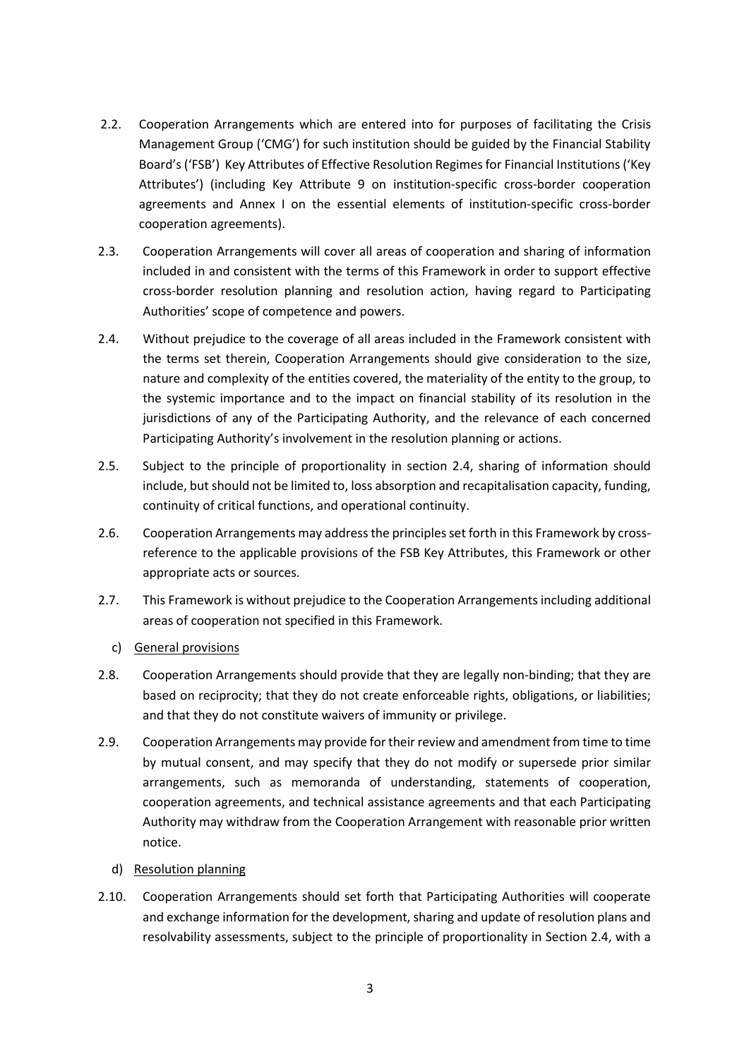2.2. Cooperation Arrangements which are entered into for purposes of facilitating the Crisis Management Group ('CMG') for such institution should be guided by the Financial Stability Board's ('FSB') Key Attributes of Effective Resolution Regimes for Financial Institutions ('Key Attributes') (including Key Attribute 9 on institution-specific cross-border cooperation agreements and Annex I on the essential elements of institution-specific cross-border cooperation agreements).

2.3. Cooperation Arrangements will cover all areas of cooperation and sharing of information included in and consistent with the terms of this Framework in order to support effective cross-border resolution planning and resolution action, having regard to Participating Authorities' scope of competence and powers.

2.4. Without prejudice to the coverage of all areas included in the Framework consistent with the terms set therein, Cooperation Arrangements should give consideration to the size, nature and complexity of the entities covered, the materiality of the entity to the group, to the systemic importance and to the impact on financial stability of its resolution in the jurisdictions of any of the Participating Authority, and the relevance of each concerned Participating Authority's involvement in the resolution planning or actions.

2.5. Subject to the principle of proportionality in section 2.4, sharing of information should include, but should not be limited to, loss absorption and recapitalisation capacity, funding, continuity of critical functions, and operational continuity.

2.6. Cooperation Arrangements may address the principles set forth in this Framework by cross-reference to the applicable provisions of the FSB Key Attributes, this Framework or other appropriate acts or sources.

2.7. This Framework is without prejudice to the Cooperation Arrangements including additional areas of cooperation not specified in this Framework.

c) General provisions

2.8. Cooperation Arrangements should provide that they are legally non-binding; that they are based on reciprocity; that they do not create enforceable rights, obligations, or liabilities; and that they do not constitute waivers of immunity or privilege.

2.9. Cooperation Arrangements may provide for their review and amendment from time to time by mutual consent, and may specify that they do not modify or supersede prior similar arrangements, such as memoranda of understanding, statements of cooperation, cooperation agreements, and technical assistance agreements and that each Participating Authority may withdraw from the Cooperation Arrangement with reasonable prior written notice.

d) Resolution planning

2.10. Cooperation Arrangements should set forth that Participating Authorities will cooperate and exchange information for the development, sharing and update of resolution plans and resolvability assessments, subject to the principle of proportionality in Section 2.4, with a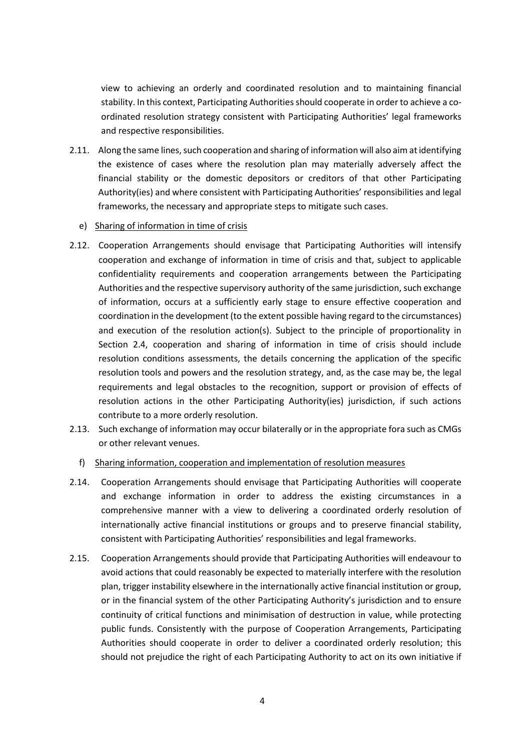view to achieving an orderly and coordinated resolution and to maintaining financial stability. In this context, Participating Authorities should cooperate in order to achieve a co-ordinated resolution strategy consistent with Participating Authorities' legal frameworks and respective responsibilities.

2.11. Along the same lines, such cooperation and sharing of information will also aim at identifying the existence of cases where the resolution plan may materially adversely affect the financial stability or the domestic depositors or creditors of that other Participating Authority(ies) and where consistent with Participating Authorities' responsibilities and legal frameworks, the necessary and appropriate steps to mitigate such cases.

e) Sharing of information in time of crisis

2.12. Cooperation Arrangements should envisage that Participating Authorities will intensify cooperation and exchange of information in time of crisis and that, subject to applicable confidentiality requirements and cooperation arrangements between the Participating Authorities and the respective supervisory authority of the same jurisdiction, such exchange of information, occurs at a sufficiently early stage to ensure effective cooperation and coordination in the development (to the extent possible having regard to the circumstances) and execution of the resolution action(s). Subject to the principle of proportionality in Section 2.4, cooperation and sharing of information in time of crisis should include resolution conditions assessments, the details concerning the application of the specific resolution tools and powers and the resolution strategy, and, as the case may be, the legal requirements and legal obstacles to the recognition, support or provision of effects of resolution actions in the other Participating Authority(ies) jurisdiction, if such actions contribute to a more orderly resolution.

2.13. Such exchange of information may occur bilaterally or in the appropriate fora such as CMGs or other relevant venues.

f) Sharing information, cooperation and implementation of resolution measures

2.14. Cooperation Arrangements should envisage that Participating Authorities will cooperate and exchange information in order to address the existing circumstances in a comprehensive manner with a view to delivering a coordinated orderly resolution of internationally active financial institutions or groups and to preserve financial stability, consistent with Participating Authorities' responsibilities and legal frameworks.

2.15. Cooperation Arrangements should provide that Participating Authorities will endeavour to avoid actions that could reasonably be expected to materially interfere with the resolution plan, trigger instability elsewhere in the internationally active financial institution or group, or in the financial system of the other Participating Authority's jurisdiction and to ensure continuity of critical functions and minimisation of destruction in value, while protecting public funds. Consistently with the purpose of Cooperation Arrangements, Participating Authorities should cooperate in order to deliver a coordinated orderly resolution; this should not prejudice the right of each Participating Authority to act on its own initiative if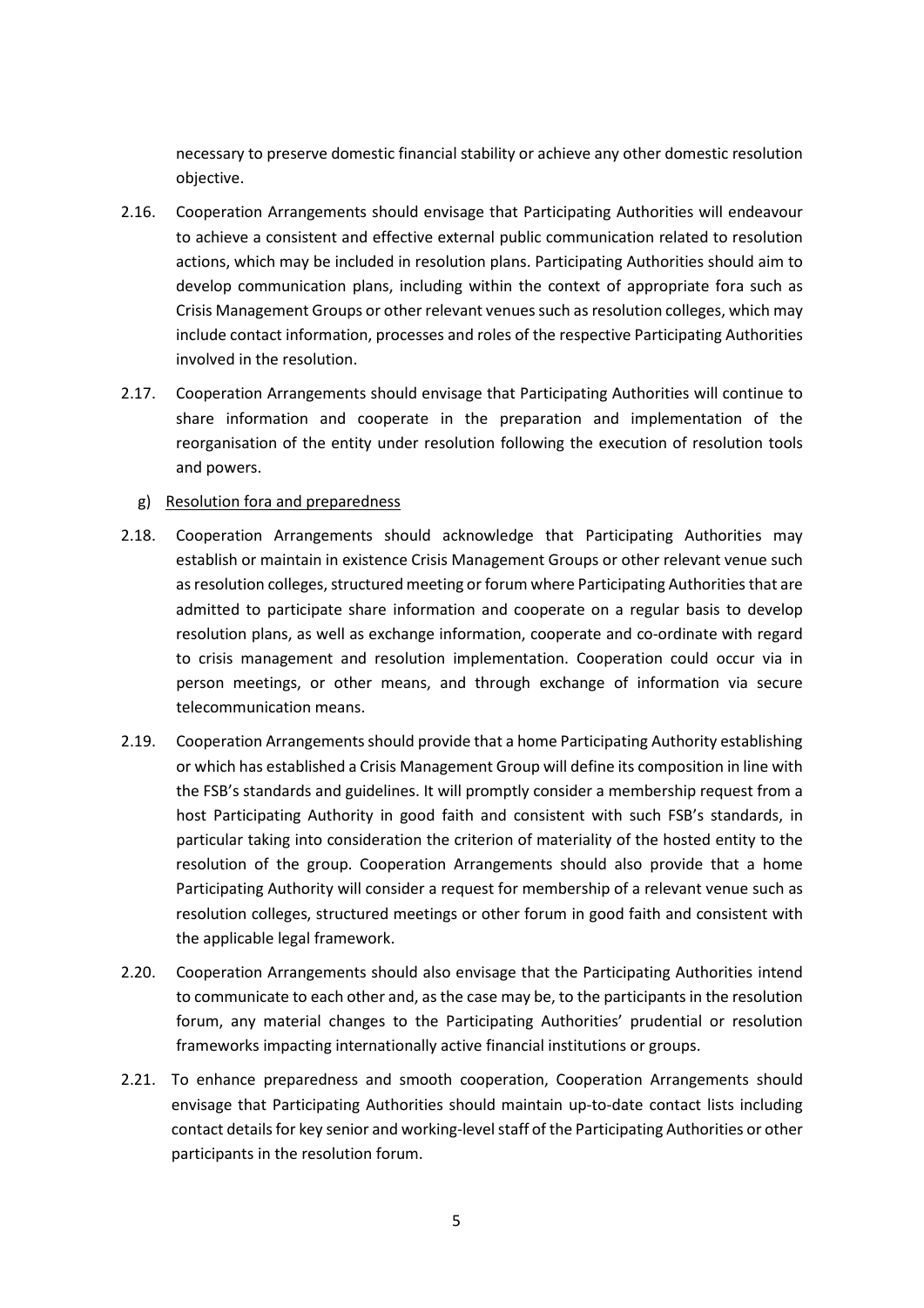necessary to preserve domestic financial stability or achieve any other domestic resolution objective.

2.16. Cooperation Arrangements should envisage that Participating Authorities will endeavour to achieve a consistent and effective external public communication related to resolution actions, which may be included in resolution plans. Participating Authorities should aim to develop communication plans, including within the context of appropriate fora such as Crisis Management Groups or other relevant venues such as resolution colleges, which may include contact information, processes and roles of the respective Participating Authorities involved in the resolution.

2.17. Cooperation Arrangements should envisage that Participating Authorities will continue to share information and cooperate in the preparation and implementation of the reorganisation of the entity under resolution following the execution of resolution tools and powers.

g) Resolution fora and preparedness

2.18. Cooperation Arrangements should acknowledge that Participating Authorities may establish or maintain in existence Crisis Management Groups or other relevant venue such as resolution colleges, structured meeting or forum where Participating Authorities that are admitted to participate share information and cooperate on a regular basis to develop resolution plans, as well as exchange information, cooperate and co-ordinate with regard to crisis management and resolution implementation. Cooperation could occur via in person meetings, or other means, and through exchange of information via secure telecommunication means.

2.19. Cooperation Arrangements should provide that a home Participating Authority establishing or which has established a Crisis Management Group will define its composition in line with the FSB's standards and guidelines. It will promptly consider a membership request from a host Participating Authority in good faith and consistent with such FSB's standards, in particular taking into consideration the criterion of materiality of the hosted entity to the resolution of the group. Cooperation Arrangements should also provide that a home Participating Authority will consider a request for membership of a relevant venue such as resolution colleges, structured meetings or other forum in good faith and consistent with the applicable legal framework.

2.20. Cooperation Arrangements should also envisage that the Participating Authorities intend to communicate to each other and, as the case may be, to the participants in the resolution forum, any material changes to the Participating Authorities' prudential or resolution frameworks impacting internationally active financial institutions or groups.

2.21. To enhance preparedness and smooth cooperation, Cooperation Arrangements should envisage that Participating Authorities should maintain up-to-date contact lists including contact details for key senior and working-level staff of the Participating Authorities or other participants in the resolution forum.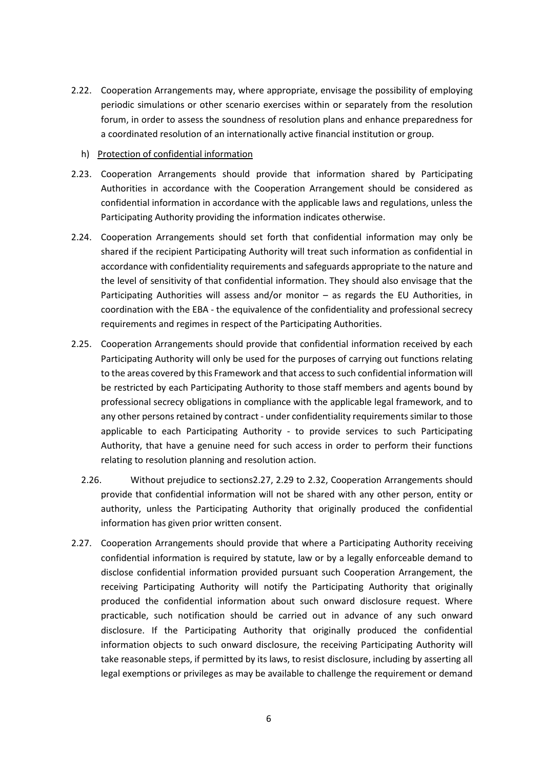2.22. Cooperation Arrangements may, where appropriate, envisage the possibility of employing periodic simulations or other scenario exercises within or separately from the resolution forum, in order to assess the soundness of resolution plans and enhance preparedness for a coordinated resolution of an internationally active financial institution or group.

h) Protection of confidential information

2.23. Cooperation Arrangements should provide that information shared by Participating Authorities in accordance with the Cooperation Arrangement should be considered as confidential information in accordance with the applicable laws and regulations, unless the Participating Authority providing the information indicates otherwise.

2.24. Cooperation Arrangements should set forth that confidential information may only be shared if the recipient Participating Authority will treat such information as confidential in accordance with confidentiality requirements and safeguards appropriate to the nature and the level of sensitivity of that confidential information. They should also envisage that the Participating Authorities will assess and/or monitor – as regards the EU Authorities, in coordination with the EBA - the equivalence of the confidentiality and professional secrecy requirements and regimes in respect of the Participating Authorities.

2.25. Cooperation Arrangements should provide that confidential information received by each Participating Authority will only be used for the purposes of carrying out functions relating to the areas covered by this Framework and that access to such confidential information will be restricted by each Participating Authority to those staff members and agents bound by professional secrecy obligations in compliance with the applicable legal framework, and to any other persons retained by contract - under confidentiality requirements similar to those applicable to each Participating Authority - to provide services to such Participating Authority, that have a genuine need for such access in order to perform their functions relating to resolution planning and resolution action.

2.26. Without prejudice to sections2.27, 2.29 to 2.32, Cooperation Arrangements should provide that confidential information will not be shared with any other person, entity or authority, unless the Participating Authority that originally produced the confidential information has given prior written consent.

2.27. Cooperation Arrangements should provide that where a Participating Authority receiving confidential information is required by statute, law or by a legally enforceable demand to disclose confidential information provided pursuant such Cooperation Arrangement, the receiving Participating Authority will notify the Participating Authority that originally produced the confidential information about such onward disclosure request. Where practicable, such notification should be carried out in advance of any such onward disclosure. If the Participating Authority that originally produced the confidential information objects to such onward disclosure, the receiving Participating Authority will take reasonable steps, if permitted by its laws, to resist disclosure, including by asserting all legal exemptions or privileges as may be available to challenge the requirement or demand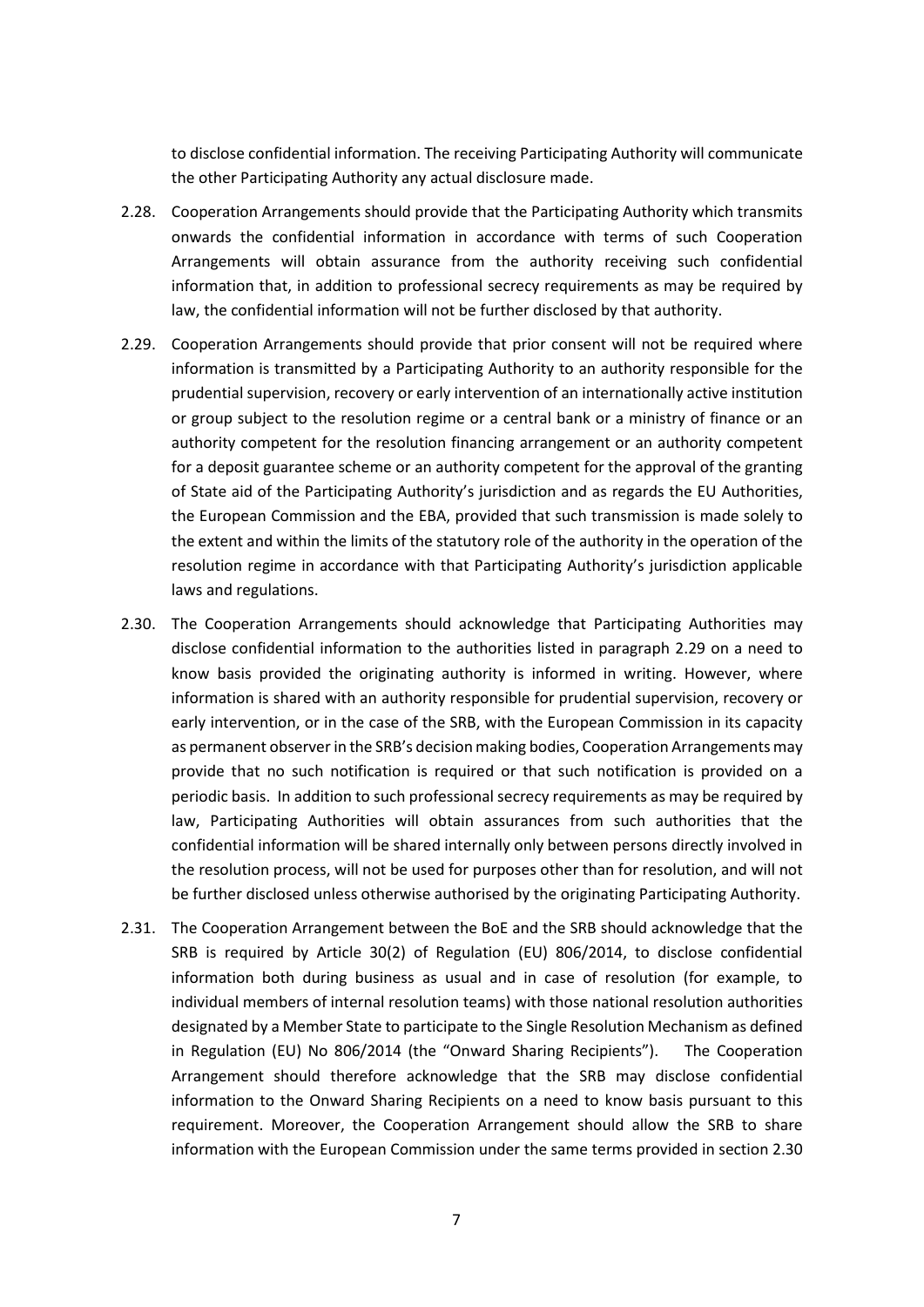to disclose confidential information. The receiving Participating Authority will communicate the other Participating Authority any actual disclosure made.

2.28. Cooperation Arrangements should provide that the Participating Authority which transmits onwards the confidential information in accordance with terms of such Cooperation Arrangements will obtain assurance from the authority receiving such confidential information that, in addition to professional secrecy requirements as may be required by law, the confidential information will not be further disclosed by that authority.

2.29. Cooperation Arrangements should provide that prior consent will not be required where information is transmitted by a Participating Authority to an authority responsible for the prudential supervision, recovery or early intervention of an internationally active institution or group subject to the resolution regime or a central bank or a ministry of finance or an authority competent for the resolution financing arrangement or an authority competent for a deposit guarantee scheme or an authority competent for the approval of the granting of State aid of the Participating Authority's jurisdiction and as regards the EU Authorities, the European Commission and the EBA, provided that such transmission is made solely to the extent and within the limits of the statutory role of the authority in the operation of the resolution regime in accordance with that Participating Authority's jurisdiction applicable laws and regulations.

2.30. The Cooperation Arrangements should acknowledge that Participating Authorities may disclose confidential information to the authorities listed in paragraph 2.29 on a need to know basis provided the originating authority is informed in writing. However, where information is shared with an authority responsible for prudential supervision, recovery or early intervention, or in the case of the SRB, with the European Commission in its capacity as permanent observer in the SRB's decision making bodies, Cooperation Arrangements may provide that no such notification is required or that such notification is provided on a periodic basis. In addition to such professional secrecy requirements as may be required by law, Participating Authorities will obtain assurances from such authorities that the confidential information will be shared internally only between persons directly involved in the resolution process, will not be used for purposes other than for resolution, and will not be further disclosed unless otherwise authorised by the originating Participating Authority.

2.31. The Cooperation Arrangement between the BoE and the SRB should acknowledge that the SRB is required by Article 30(2) of Regulation (EU) 806/2014, to disclose confidential information both during business as usual and in case of resolution (for example, to individual members of internal resolution teams) with those national resolution authorities designated by a Member State to participate to the Single Resolution Mechanism as defined in Regulation (EU) No 806/2014 (the "Onward Sharing Recipients"). The Cooperation Arrangement should therefore acknowledge that the SRB may disclose confidential information to the Onward Sharing Recipients on a need to know basis pursuant to this requirement. Moreover, the Cooperation Arrangement should allow the SRB to share information with the European Commission under the same terms provided in section 2.30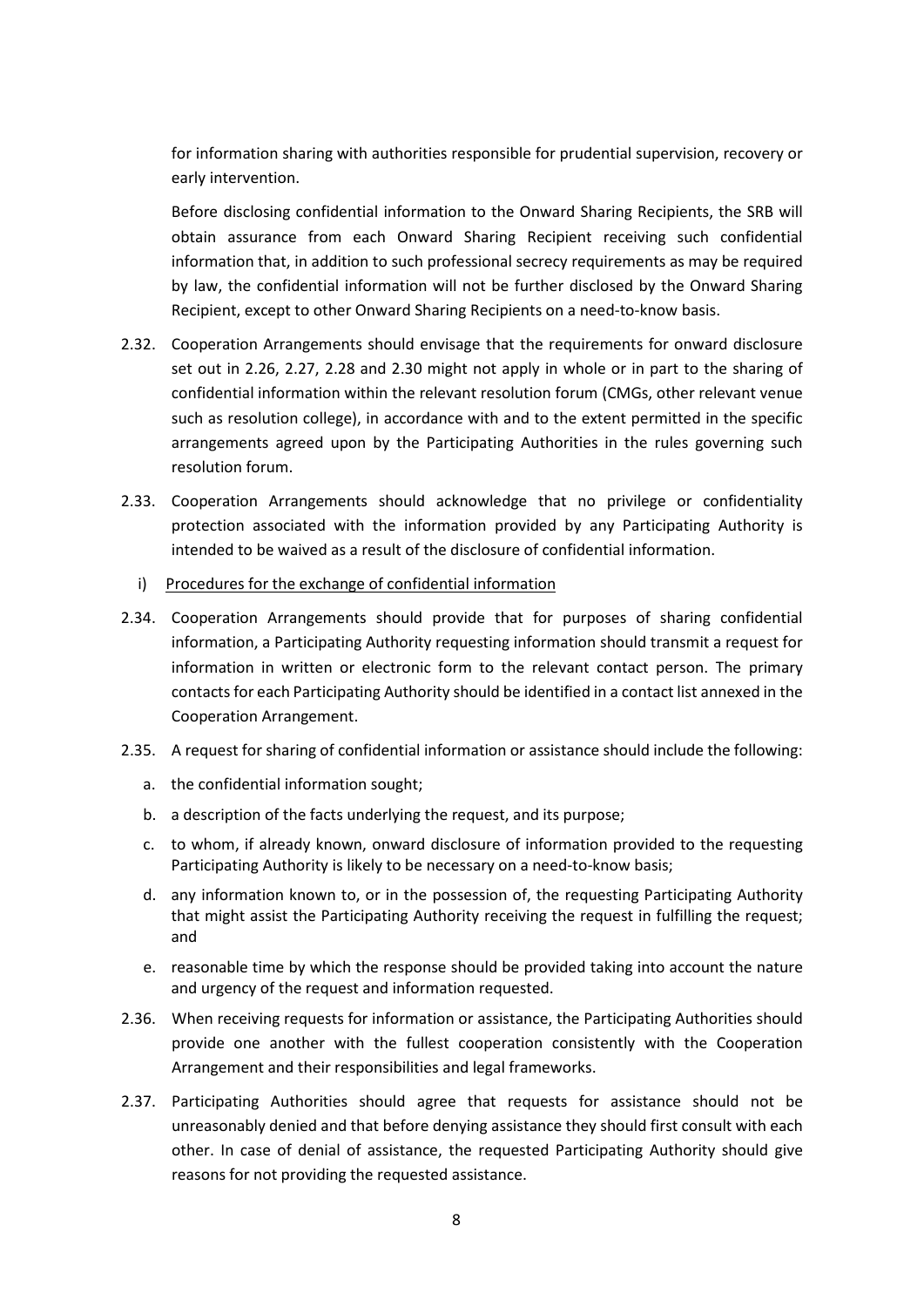for information sharing with authorities responsible for prudential supervision, recovery or early intervention.

Before disclosing confidential information to the Onward Sharing Recipients, the SRB will obtain assurance from each Onward Sharing Recipient receiving such confidential information that, in addition to such professional secrecy requirements as may be required by law, the confidential information will not be further disclosed by the Onward Sharing Recipient, except to other Onward Sharing Recipients on a need-to-know basis.

2.32. Cooperation Arrangements should envisage that the requirements for onward disclosure set out in 2.26, 2.27, 2.28 and 2.30 might not apply in whole or in part to the sharing of confidential information within the relevant resolution forum (CMGs, other relevant venue such as resolution college), in accordance with and to the extent permitted in the specific arrangements agreed upon by the Participating Authorities in the rules governing such resolution forum.

2.33. Cooperation Arrangements should acknowledge that no privilege or confidentiality protection associated with the information provided by any Participating Authority is intended to be waived as a result of the disclosure of confidential information.

i) Procedures for the exchange of confidential information

2.34. Cooperation Arrangements should provide that for purposes of sharing confidential information, a Participating Authority requesting information should transmit a request for information in written or electronic form to the relevant contact person. The primary contacts for each Participating Authority should be identified in a contact list annexed in the Cooperation Arrangement.

2.35. A request for sharing of confidential information or assistance should include the following:

a. the confidential information sought;

b. a description of the facts underlying the request, and its purpose;

c. to whom, if already known, onward disclosure of information provided to the requesting Participating Authority is likely to be necessary on a need-to-know basis;

d. any information known to, or in the possession of, the requesting Participating Authority that might assist the Participating Authority receiving the request in fulfilling the request; and

e. reasonable time by which the response should be provided taking into account the nature and urgency of the request and information requested.

2.36. When receiving requests for information or assistance, the Participating Authorities should provide one another with the fullest cooperation consistently with the Cooperation Arrangement and their responsibilities and legal frameworks.

2.37. Participating Authorities should agree that requests for assistance should not be unreasonably denied and that before denying assistance they should first consult with each other. In case of denial of assistance, the requested Participating Authority should give reasons for not providing the requested assistance.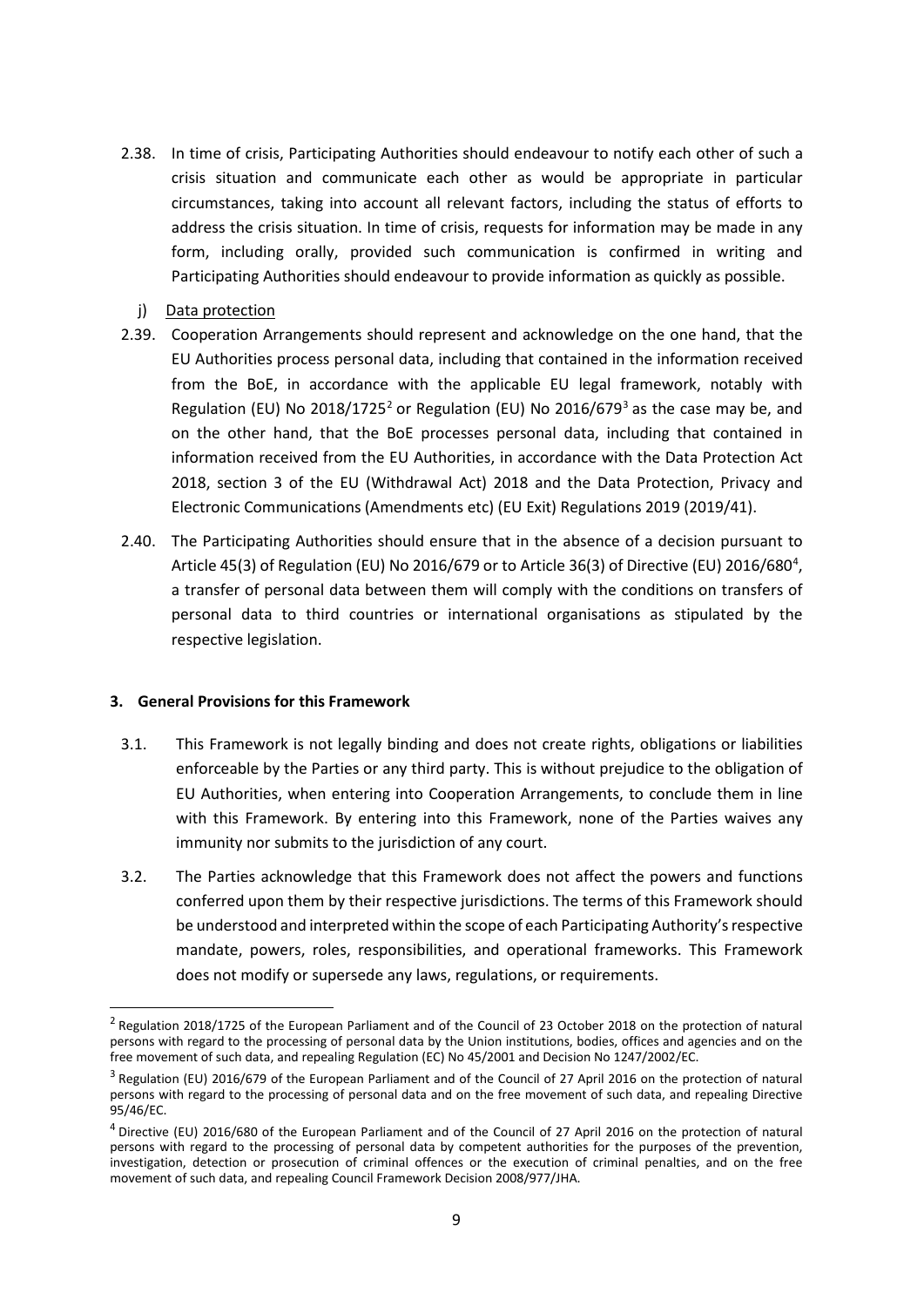2.38. In time of crisis, Participating Authorities should endeavour to notify each other of such a crisis situation and communicate each other as would be appropriate in particular circumstances, taking into account all relevant factors, including the status of efforts to address the crisis situation. In time of crisis, requests for information may be made in any form, including orally, provided such communication is confirmed in writing and Participating Authorities should endeavour to provide information as quickly as possible.

j) Data protection

2.39. Cooperation Arrangements should represent and acknowledge on the one hand, that the EU Authorities process personal data, including that contained in the information received from the BoE, in accordance with the applicable EU legal framework, notably with Regulation (EU) No 2018/1725[2] or Regulation (EU) No 2016/679[3] as the case may be, and on the other hand, that the BoE processes personal data, including that contained in information received from the EU Authorities, in accordance with the Data Protection Act 2018, section 3 of the EU (Withdrawal Act) 2018 and the Data Protection, Privacy and Electronic Communications (Amendments etc) (EU Exit) Regulations 2019 (2019/41).

2.40. The Participating Authorities should ensure that in the absence of a decision pursuant to Article 45(3) of Regulation (EU) No 2016/679 or to Article 36(3) of Directive (EU) 2016/680[4], a transfer of personal data between them will comply with the conditions on transfers of personal data to third countries or international organisations as stipulated by the respective legislation.

### 3. General Provisions for this Framework

3.1. This Framework is not legally binding and does not create rights, obligations or liabilities enforceable by the Parties or any third party. This is without prejudice to the obligation of EU Authorities, when entering into Cooperation Arrangements, to conclude them in line with this Framework. By entering into this Framework, none of the Parties waives any immunity nor submits to the jurisdiction of any court.

3.2. The Parties acknowledge that this Framework does not affect the powers and functions conferred upon them by their respective jurisdictions. The terms of this Framework should be understood and interpreted within the scope of each Participating Authority's respective mandate, powers, roles, responsibilities, and operational frameworks. This Framework does not modify or supersede any laws, regulations, or requirements.

[2] Regulation 2018/1725 of the European Parliament and of the Council of 23 October 2018 on the protection of natural persons with regard to the processing of personal data by the Union institutions, bodies, offices and agencies and on the free movement of such data, and repealing Regulation (EC) No 45/2001 and Decision No 1247/2002/EC.

[3] Regulation (EU) 2016/679 of the European Parliament and of the Council of 27 April 2016 on the protection of natural persons with regard to the processing of personal data and on the free movement of such data, and repealing Directive 95/46/EC.

[4] Directive (EU) 2016/680 of the European Parliament and of the Council of 27 April 2016 on the protection of natural persons with regard to the processing of personal data by competent authorities for the purposes of the prevention, investigation, detection or prosecution of criminal offences or the execution of criminal penalties, and on the free movement of such data, and repealing Council Framework Decision 2008/977/JHA.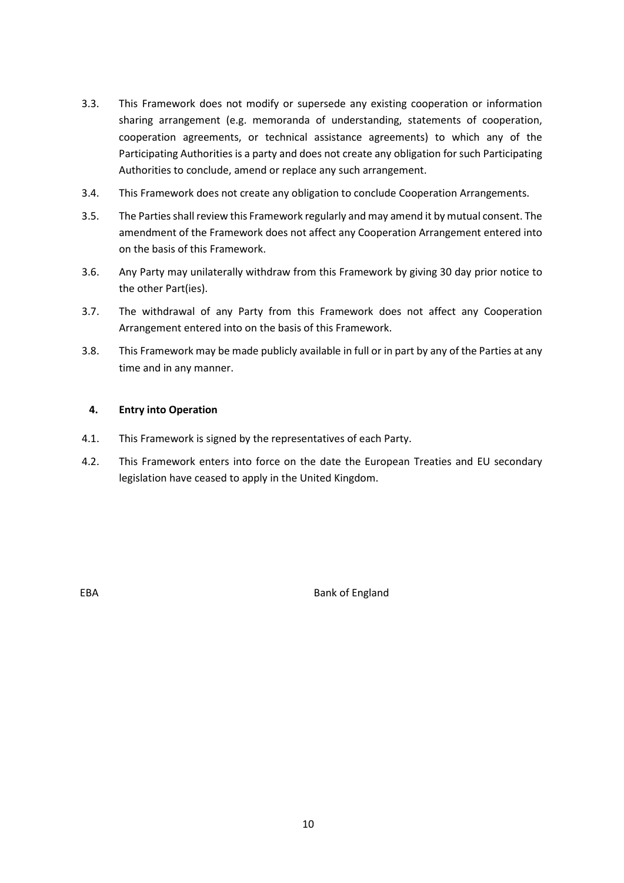3.3. This Framework does not modify or supersede any existing cooperation or information sharing arrangement (e.g. memoranda of understanding, statements of cooperation, cooperation agreements, or technical assistance agreements) to which any of the Participating Authorities is a party and does not create any obligation for such Participating Authorities to conclude, amend or replace any such arrangement.

3.4. This Framework does not create any obligation to conclude Cooperation Arrangements.

3.5. The Parties shall review this Framework regularly and may amend it by mutual consent. The amendment of the Framework does not affect any Cooperation Arrangement entered into on the basis of this Framework.

3.6. Any Party may unilaterally withdraw from this Framework by giving 30 day prior notice to the other Part(ies).

3.7. The withdrawal of any Party from this Framework does not affect any Cooperation Arrangement entered into on the basis of this Framework.

3.8. This Framework may be made publicly available in full or in part by any of the Parties at any time and in any manner.

## 4. Entry into Operation

4.1. This Framework is signed by the representatives of each Party.

4.2. This Framework enters into force on the date the European Treaties and EU secondary legislation have ceased to apply in the United Kingdom.

EBA

Bank of England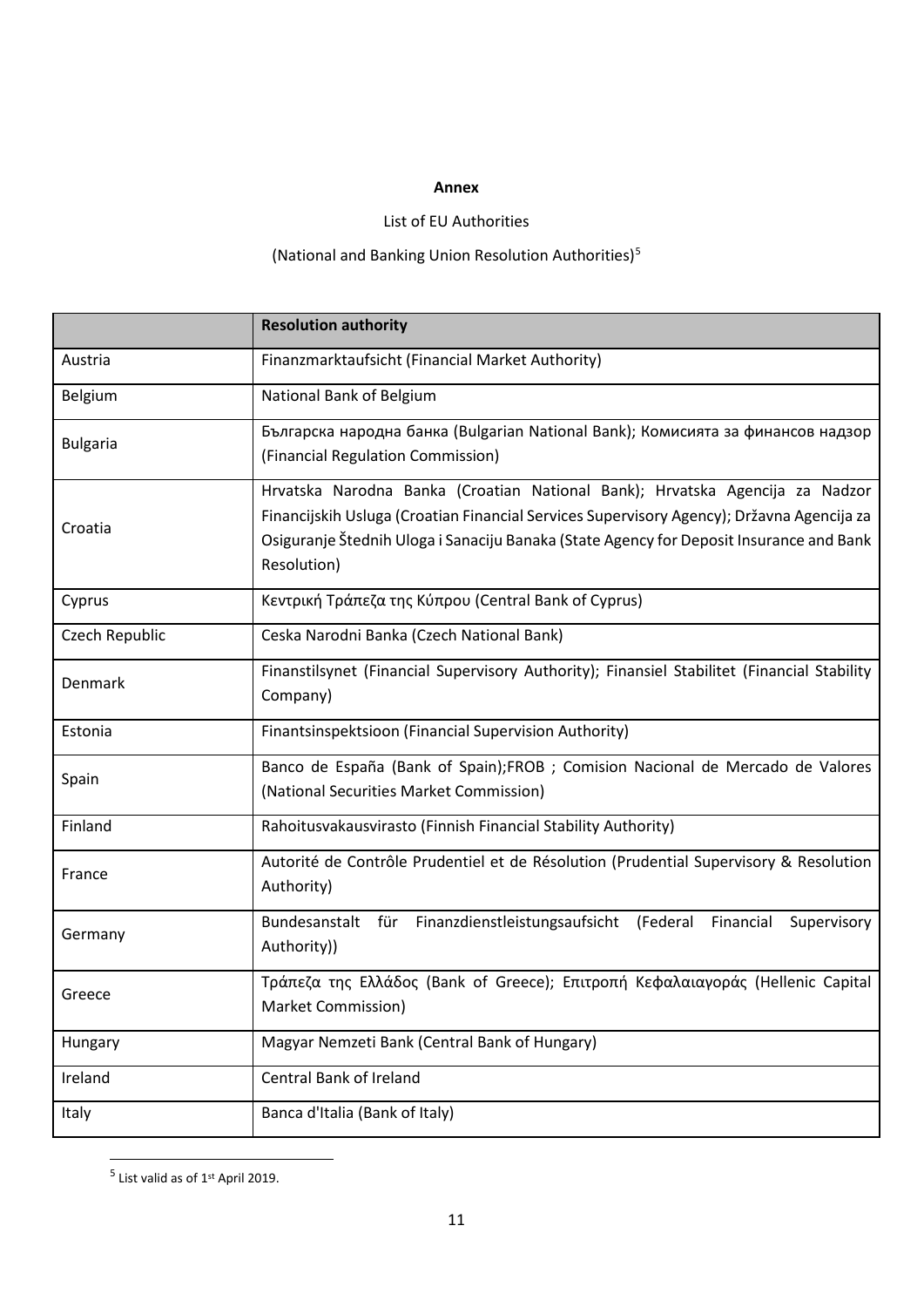**Annex**

List of EU Authorities

(National and Banking Union Resolution Authorities)[5]

| | **Resolution authority** |
|---|---|
| Austria | Finanzmarktaufsicht (Financial Market Authority) |
| Belgium | National Bank of Belgium |
| Bulgaria | Българска народна банка (Bulgarian National Bank); Комисията за финансов надзор (Financial Regulation Commission) |
| Croatia | Hrvatska Narodna Banka (Croatian National Bank); Hrvatska Agencija za Nadzor Financijskih Usluga (Croatian Financial Services Supervisory Agency); Državna Agencija za Osiguranje Štednih Uloga i Sanaciju Banaka (State Agency for Deposit Insurance and Bank Resolution) |
| Cyprus | Κεντρική Τράπεζα της Κύπρου (Central Bank of Cyprus) |
| Czech Republic | Ceska Narodni Banka (Czech National Bank) |
| Denmark | Finanstilsynet (Financial Supervisory Authority); Finansiel Stabilitet (Financial Stability Company) |
| Estonia | Finantsinspektsioon (Financial Supervision Authority) |
| Spain | Banco de España (Bank of Spain);FROB ; Comision Nacional de Mercado de Valores (National Securities Market Commission) |
| Finland | Rahoitusvakausvirasto (Finnish Financial Stability Authority) |
| France | Autorité de Contrôle Prudentiel et de Résolution (Prudential Supervisory & Resolution Authority) |
| Germany | Bundesanstalt für Finanzdienstleistungsaufsicht (Federal Financial Supervisory Authority)) |
| Greece | Τράπεζα της Ελλάδος (Bank of Greece); Επιτροπή Κεφαλαιαγοράς (Hellenic Capital Market Commission) |
| Hungary | Magyar Nemzeti Bank (Central Bank of Hungary) |
| Ireland | Central Bank of Ireland |
| Italy | Banca d'Italia (Bank of Italy) |

[5] List valid as of 1st April 2019.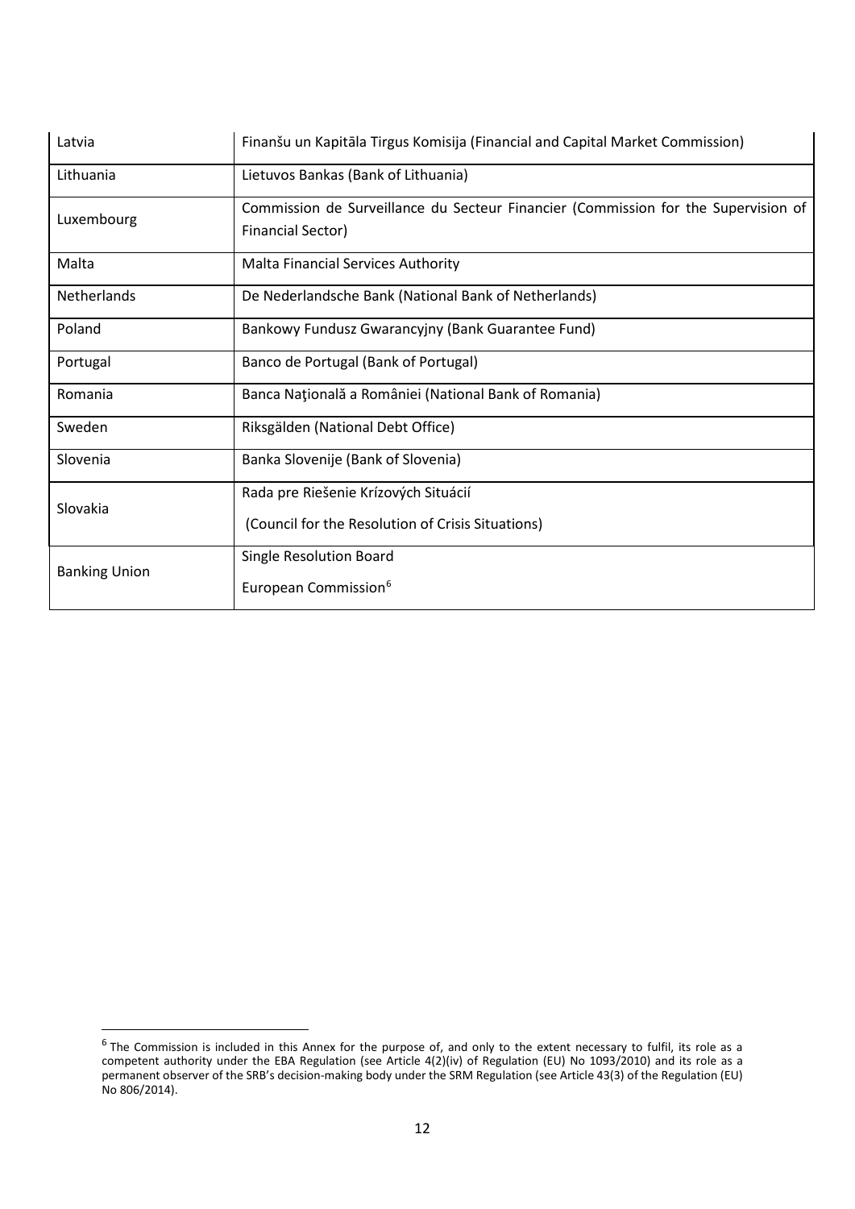| | |
|---|---|
| Latvia | Finanšu un Kapitāla Tirgus Komisija (Financial and Capital Market Commission) |
| Lithuania | Lietuvos Bankas (Bank of Lithuania) |
| Luxembourg | Commission de Surveillance du Secteur Financier (Commission for the Supervision of Financial Sector) |
| Malta | Malta Financial Services Authority |
| Netherlands | De Nederlandsche Bank (National Bank of Netherlands) |
| Poland | Bankowy Fundusz Gwarancyjny (Bank Guarantee Fund) |
| Portugal | Banco de Portugal (Bank of Portugal) |
| Romania | Banca Naţională a României (National Bank of Romania) |
| Sweden | Riksgälden (National Debt Office) |
| Slovenia | Banka Slovenije (Bank of Slovenia) |
| Slovakia | Rada pre Riešenie Krízových Situácií (Council for the Resolution of Crisis Situations) |
| Banking Union | Single Resolution Board<br>European Commission[6] |

[6] The Commission is included in this Annex for the purpose of, and only to the extent necessary to fulfil, its role as a competent authority under the EBA Regulation (see Article 4(2)(iv) of Regulation (EU) No 1093/2010) and its role as a permanent observer of the SRB's decision-making body under the SRM Regulation (see Article 43(3) of the Regulation (EU) No 806/2014).